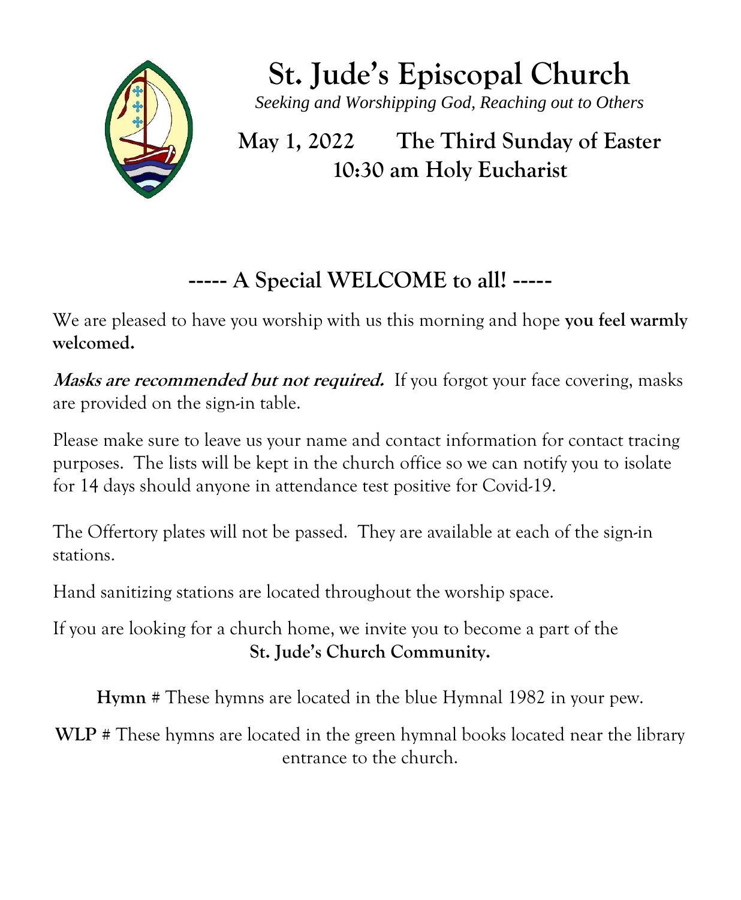# St. Jude's Episcopal Church

*Seeking and Worshipping God, Reaching out to Others*

## May 1, 2022 The Third Sunday of Easter
## 10:30 am Holy Eucharist

## ----- A Special WELCOME to all! -----

We are pleased to have you worship with us this morning and hope **you feel warmly welcomed.**

***Masks are recommended but not required.*** If you forgot your face covering, masks are provided on the sign-in table.

Please make sure to leave us your name and contact information for contact tracing purposes. The lists will be kept in the church office so we can notify you to isolate for 14 days should anyone in attendance test positive for Covid-19.

The Offertory plates will not be passed. They are available at each of the sign-in stations.

Hand sanitizing stations are located throughout the worship space.

If you are looking for a church home, we invite you to become a part of the **St. Jude's Church Community.**

**Hymn** # These hymns are located in the blue Hymnal 1982 in your pew.

**WLP** # These hymns are located in the green hymnal books located near the library entrance to the church.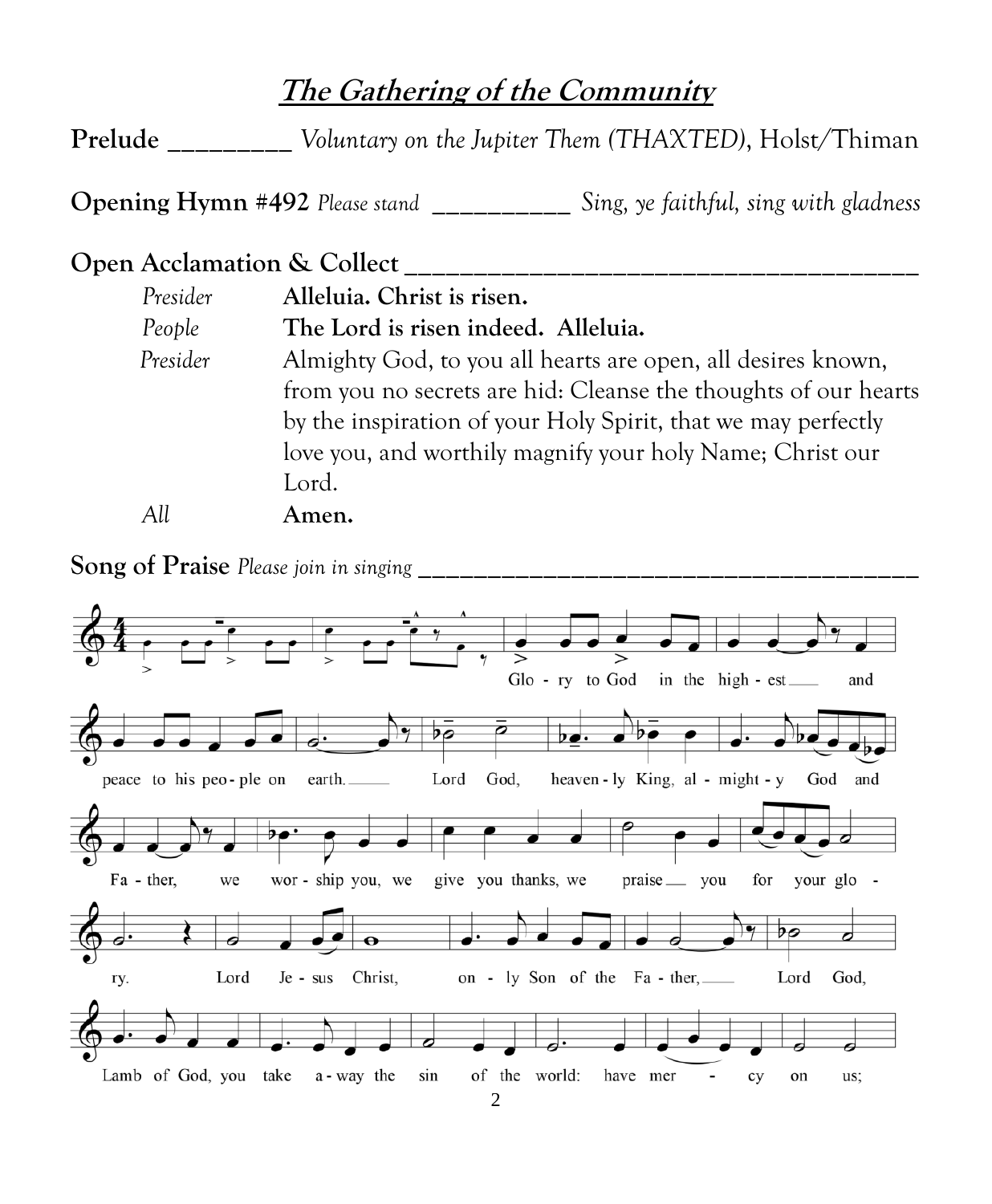## *The Gathering of the Community*

**Prelude** _________ *Voluntary on the Jupiter Them (THAXTED)*, Holst/Thiman

**Opening Hymn #492** *Please stand* __________ *Sing, ye faithful, sing with gladness*

**Open Acclamation & Collect** ______________________________________

*Presider* **Alleluia. Christ is risen.**

*People* **The Lord is risen indeed. Alleluia.**

*Presider* Almighty God, to you all hearts are open, all desires known, from you no secrets are hid: Cleanse the thoughts of our hearts by the inspiration of your Holy Spirit, that we may perfectly love you, and worthily magnify your holy Name; Christ our Lord.

*All* **Amen.**

**Song of Praise** *Please join in singing* ______________________________________

Glo - ry to God in the high - est and peace to his peo - ple on earth. Lord God, heaven - ly King, al - might - y God and Fa - ther, we wor - ship you, we give you thanks, we praise you for your glo - ry. Lord Je - sus Christ, on - ly Son of the Fa - ther, Lord God, Lamb of God, you take a - way the sin of the world: have mer - cy on us;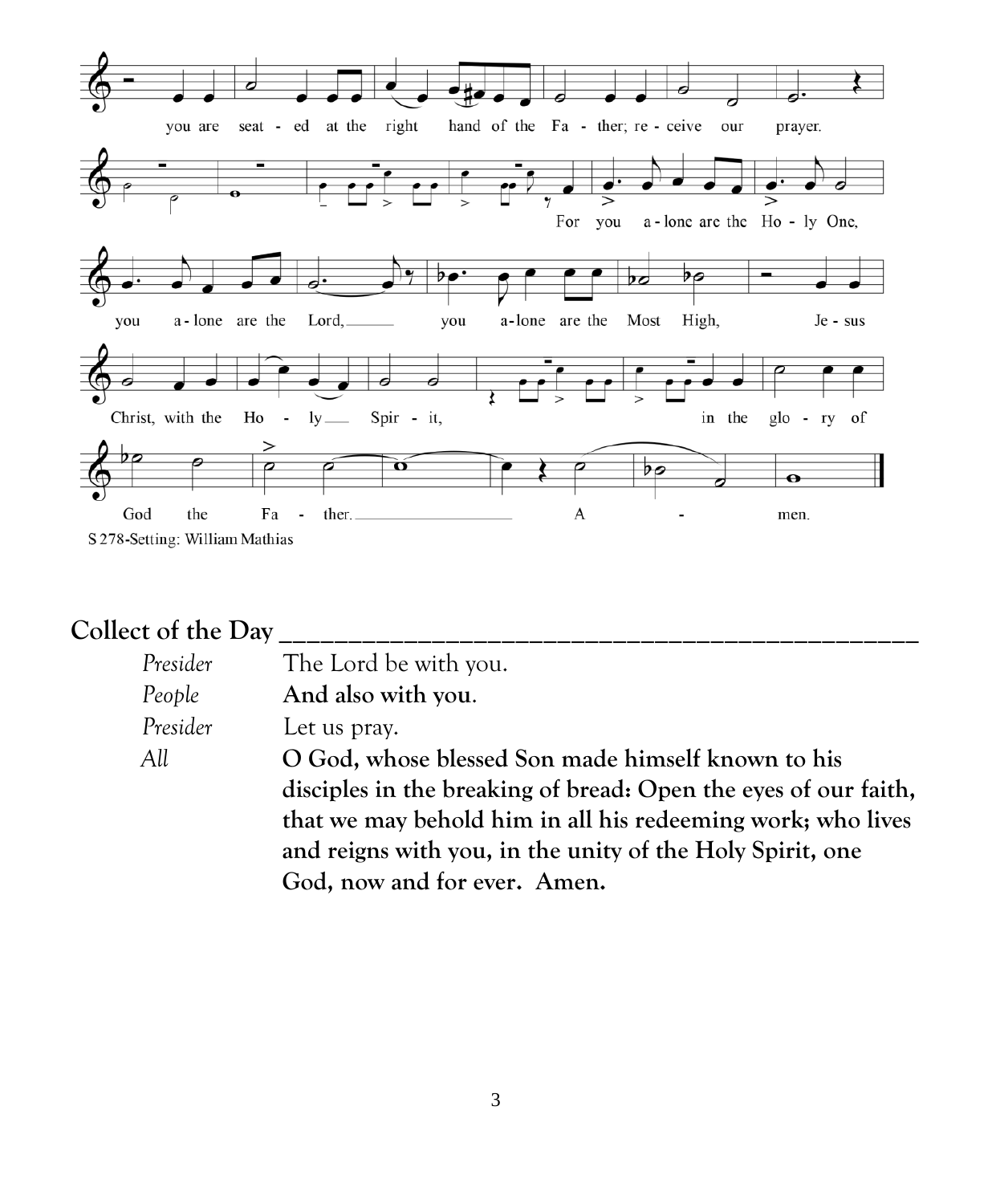you are seated at the right hand of the Father; receive our prayer.

For you alone are the Holy One,

you alone are the Lord, you alone are the Most High,

Jesus Christ, with the Holy Spirit, in the glory of

God the Father. Amen.

S 278-Setting: William Mathias

## Collect of the Day

*Presider* The Lord be with you.

*People* **And also with you.**

*Presider* Let us pray.

*All* **O God, whose blessed Son made himself known to his disciples in the breaking of bread: Open the eyes of our faith, that we may behold him in all his redeeming work; who lives and reigns with you, in the unity of the Holy Spirit, one God, now and for ever. Amen.**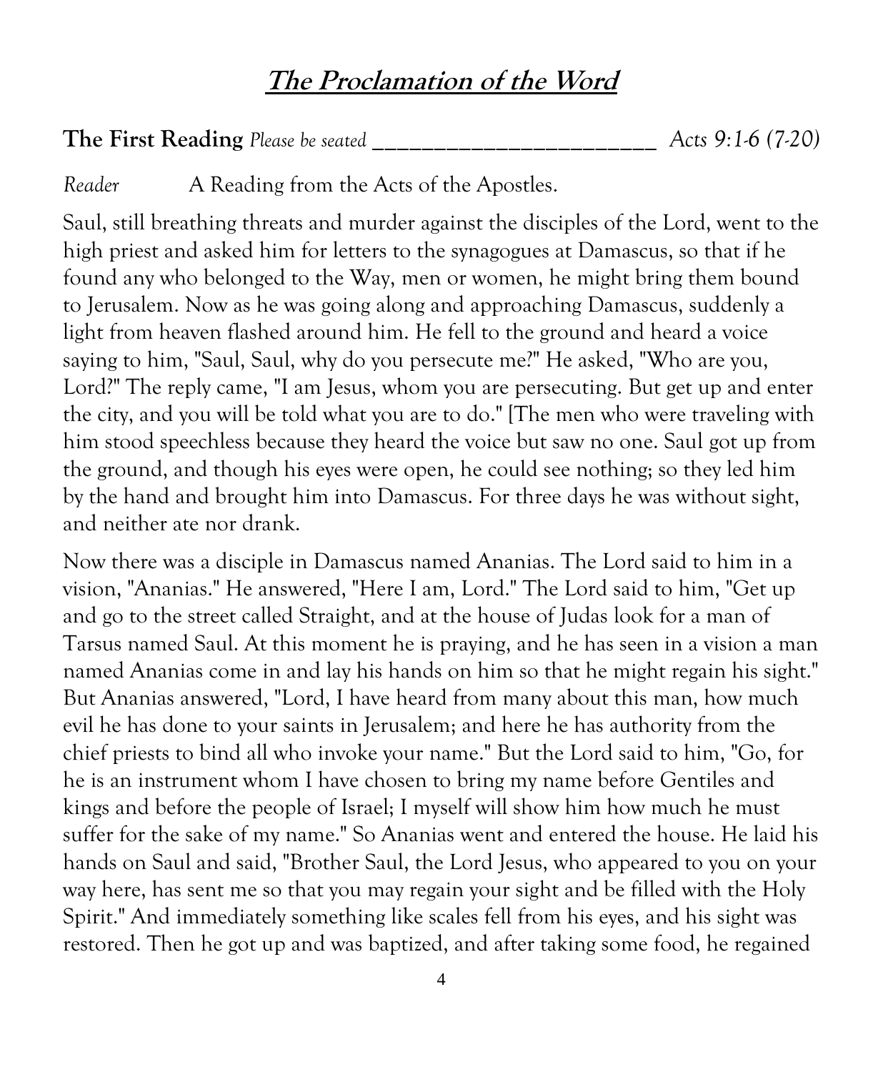# **The Proclamation of the Word**

**The First Reading** *Please be seated* ________________________ *Acts 9:1-6 (7-20)*

*Reader* A Reading from the Acts of the Apostles.

Saul, still breathing threats and murder against the disciples of the Lord, went to the high priest and asked him for letters to the synagogues at Damascus, so that if he found any who belonged to the Way, men or women, he might bring them bound to Jerusalem. Now as he was going along and approaching Damascus, suddenly a light from heaven flashed around him. He fell to the ground and heard a voice saying to him, "Saul, Saul, why do you persecute me?" He asked, "Who are you, Lord?" The reply came, "I am Jesus, whom you are persecuting. But get up and enter the city, and you will be told what you are to do." [The men who were traveling with him stood speechless because they heard the voice but saw no one. Saul got up from the ground, and though his eyes were open, he could see nothing; so they led him by the hand and brought him into Damascus. For three days he was without sight, and neither ate nor drank.

Now there was a disciple in Damascus named Ananias. The Lord said to him in a vision, "Ananias." He answered, "Here I am, Lord." The Lord said to him, "Get up and go to the street called Straight, and at the house of Judas look for a man of Tarsus named Saul. At this moment he is praying, and he has seen in a vision a man named Ananias come in and lay his hands on him so that he might regain his sight." But Ananias answered, "Lord, I have heard from many about this man, how much evil he has done to your saints in Jerusalem; and here he has authority from the chief priests to bind all who invoke your name." But the Lord said to him, "Go, for he is an instrument whom I have chosen to bring my name before Gentiles and kings and before the people of Israel; I myself will show him how much he must suffer for the sake of my name." So Ananias went and entered the house. He laid his hands on Saul and said, "Brother Saul, the Lord Jesus, who appeared to you on your way here, has sent me so that you may regain your sight and be filled with the Holy Spirit." And immediately something like scales fell from his eyes, and his sight was restored. Then he got up and was baptized, and after taking some food, he regained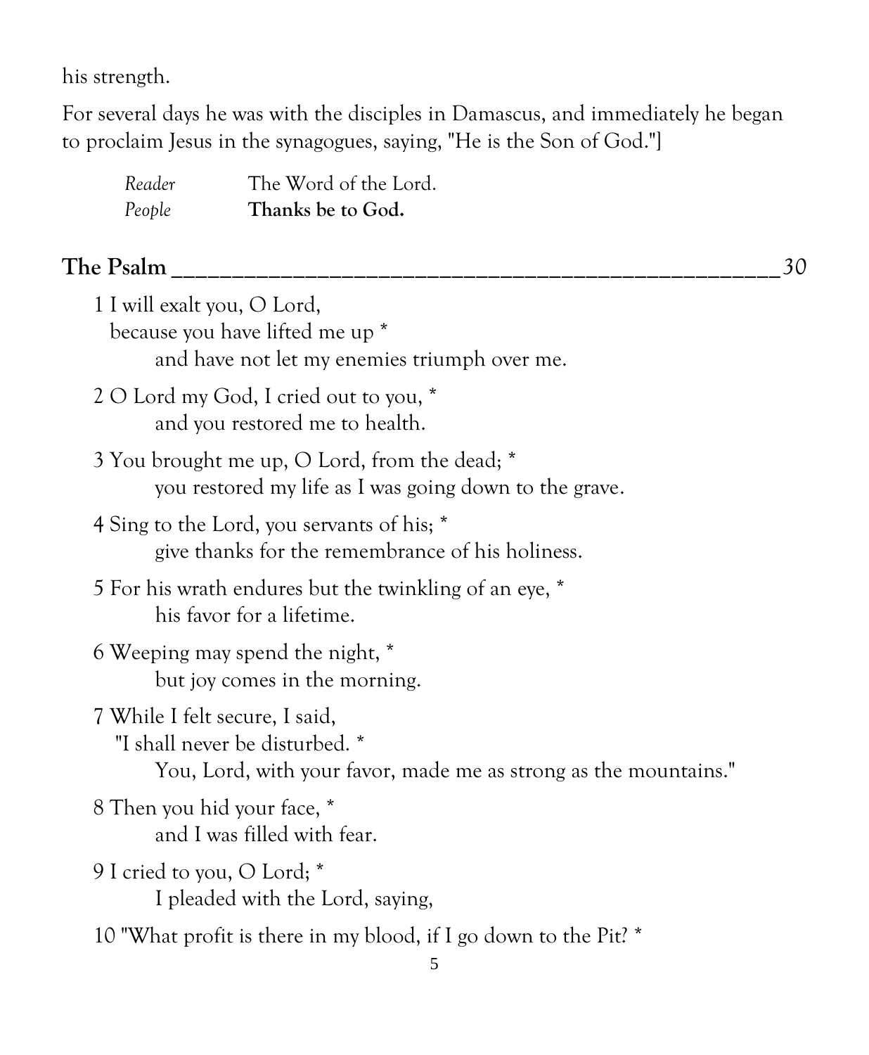his strength.

For several days he was with the disciples in Damascus, and immediately he began to proclaim Jesus in the synagogues, saying, "He is the Son of God."]

*Reader* The Word of the Lord.
*People* **Thanks be to God.**

## The Psalm _______________________________________________ 30

1 I will exalt you, O Lord,
because you have lifted me up *
and have not let my enemies triumph over me.

2 O Lord my God, I cried out to you, *
and you restored me to health.

3 You brought me up, O Lord, from the dead; *
you restored my life as I was going down to the grave.

4 Sing to the Lord, you servants of his; *
give thanks for the remembrance of his holiness.

5 For his wrath endures but the twinkling of an eye, *
his favor for a lifetime.

6 Weeping may spend the night, *
but joy comes in the morning.

7 While I felt secure, I said,
"I shall never be disturbed. *
You, Lord, with your favor, made me as strong as the mountains."

8 Then you hid your face, *
and I was filled with fear.

9 I cried to you, O Lord; *
I pleaded with the Lord, saying,

10 "What profit is there in my blood, if I go down to the Pit? *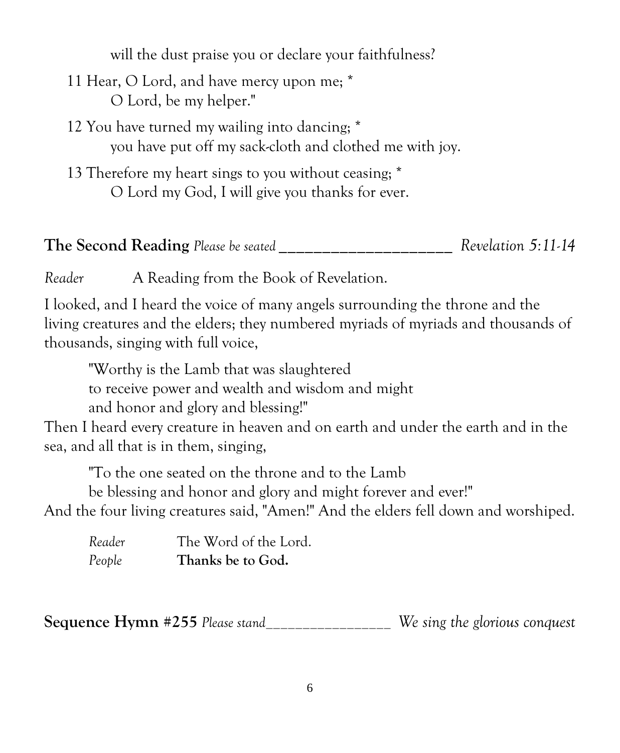will the dust praise you or declare your faithfulness?

11 Hear, O Lord, and have mercy upon me; *
O Lord, be my helper."

12 You have turned my wailing into dancing; *
you have put off my sack-cloth and clothed me with joy.

13 Therefore my heart sings to you without ceasing; *
O Lord my God, I will give you thanks for ever.

**The Second Reading** *Please be seated* ______________________ *Revelation 5:11-14*

*Reader* A Reading from the Book of Revelation.

I looked, and I heard the voice of many angels surrounding the throne and the living creatures and the elders; they numbered myriads of myriads and thousands of thousands, singing with full voice,

"Worthy is the Lamb that was slaughtered
to receive power and wealth and wisdom and might
and honor and glory and blessing!"

Then I heard every creature in heaven and on earth and under the earth and in the sea, and all that is in them, singing,

"To the one seated on the throne and to the Lamb
be blessing and honor and glory and might forever and ever!"

And the four living creatures said, "Amen!" And the elders fell down and worshiped.

*Reader* The Word of the Lord.
*People* **Thanks be to God.**

**Sequence Hymn #255** *Please stand*_________________ *We sing the glorious conquest*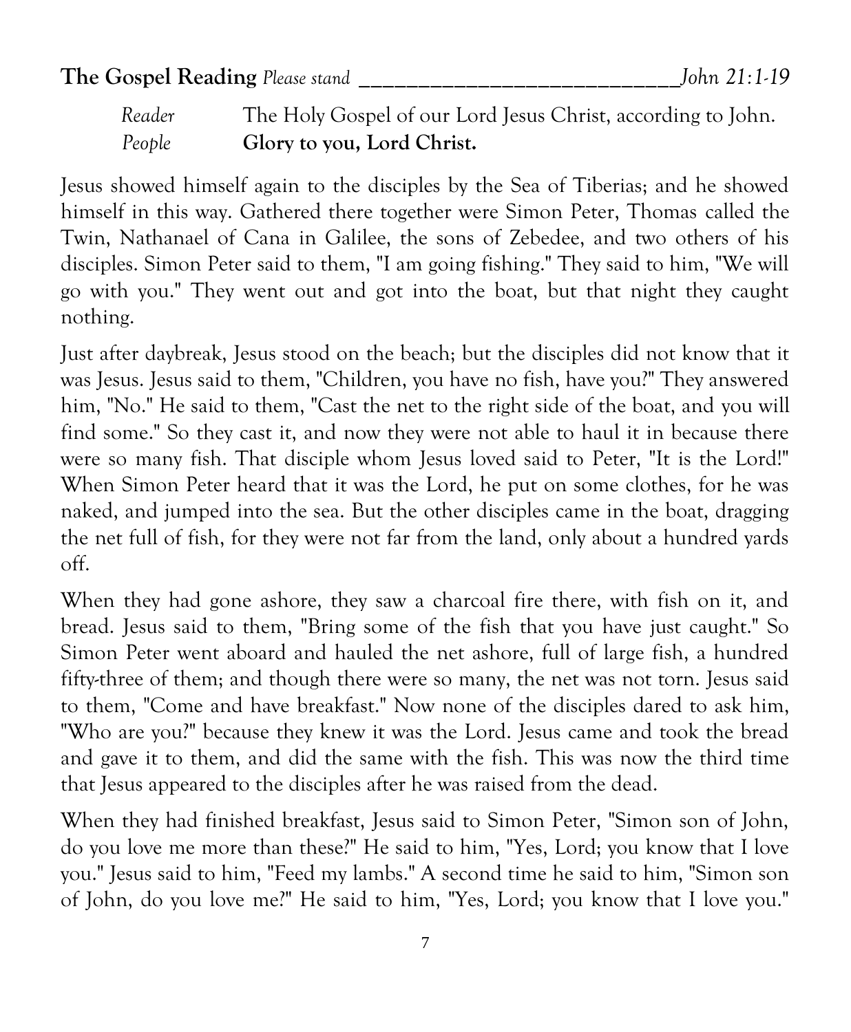**The Gospel Reading** *Please stand* _____________________________ *John 21:1-19*

*Reader* The Holy Gospel of our Lord Jesus Christ, according to John.
*People* **Glory to you, Lord Christ.**

Jesus showed himself again to the disciples by the Sea of Tiberias; and he showed himself in this way. Gathered there together were Simon Peter, Thomas called the Twin, Nathanael of Cana in Galilee, the sons of Zebedee, and two others of his disciples. Simon Peter said to them, "I am going fishing." They said to him, "We will go with you." They went out and got into the boat, but that night they caught nothing.

Just after daybreak, Jesus stood on the beach; but the disciples did not know that it was Jesus. Jesus said to them, "Children, you have no fish, have you?" They answered him, "No." He said to them, "Cast the net to the right side of the boat, and you will find some." So they cast it, and now they were not able to haul it in because there were so many fish. That disciple whom Jesus loved said to Peter, "It is the Lord!" When Simon Peter heard that it was the Lord, he put on some clothes, for he was naked, and jumped into the sea. But the other disciples came in the boat, dragging the net full of fish, for they were not far from the land, only about a hundred yards off.

When they had gone ashore, they saw a charcoal fire there, with fish on it, and bread. Jesus said to them, "Bring some of the fish that you have just caught." So Simon Peter went aboard and hauled the net ashore, full of large fish, a hundred fifty-three of them; and though there were so many, the net was not torn. Jesus said to them, "Come and have breakfast." Now none of the disciples dared to ask him, "Who are you?" because they knew it was the Lord. Jesus came and took the bread and gave it to them, and did the same with the fish. This was now the third time that Jesus appeared to the disciples after he was raised from the dead.

When they had finished breakfast, Jesus said to Simon Peter, "Simon son of John, do you love me more than these?" He said to him, "Yes, Lord; you know that I love you." Jesus said to him, "Feed my lambs." A second time he said to him, "Simon son of John, do you love me?" He said to him, "Yes, Lord; you know that I love you."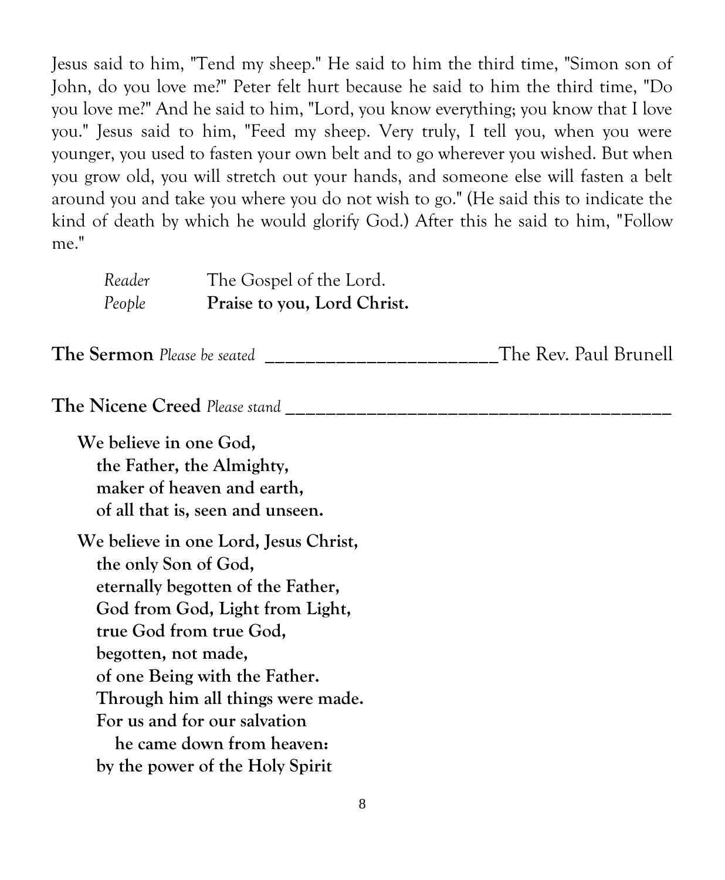Jesus said to him, "Tend my sheep." He said to him the third time, "Simon son of John, do you love me?" Peter felt hurt because he said to him the third time, "Do you love me?" And he said to him, "Lord, you know everything; you know that I love you." Jesus said to him, "Feed my sheep. Very truly, I tell you, when you were younger, you used to fasten your own belt and to go wherever you wished. But when you grow old, you will stretch out your hands, and someone else will fasten a belt around you and take you where you do not wish to go." (He said this to indicate the kind of death by which he would glorify God.) After this he said to him, "Follow me."

*Reader* The Gospel of the Lord.
*People* **Praise to you, Lord Christ.**

**The Sermon** *Please be seated* ________________________The Rev. Paul Brunell

**The Nicene Creed** *Please stand* ________________________________________

**We believe in one God,**
**the Father, the Almighty,**
**maker of heaven and earth,**
**of all that is, seen and unseen.**

**We believe in one Lord, Jesus Christ,**
**the only Son of God,**
**eternally begotten of the Father,**
**God from God, Light from Light,**
**true God from true God,**
**begotten, not made,**
**of one Being with the Father.**
**Through him all things were made.**
**For us and for our salvation**
**he came down from heaven:**
**by the power of the Holy Spirit**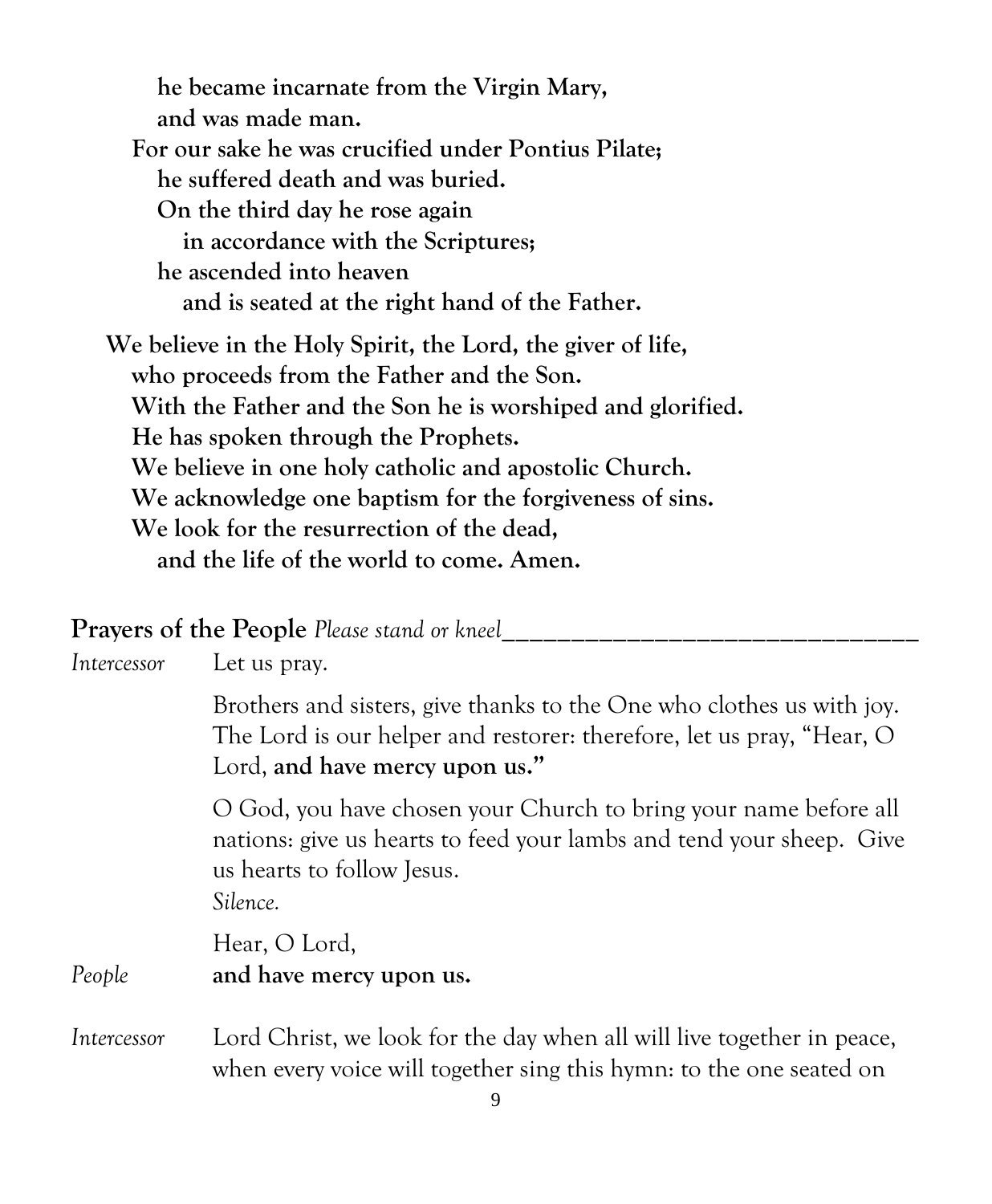**he became incarnate from the Virgin Mary,**
**and was made man.**
**For our sake he was crucified under Pontius Pilate;**
**he suffered death and was buried.**
**On the third day he rose again**
**in accordance with the Scriptures;**
**he ascended into heaven**
**and is seated at the right hand of the Father.**

**We believe in the Holy Spirit, the Lord, the giver of life,**
**who proceeds from the Father and the Son.**
**With the Father and the Son he is worshiped and glorified.**
**He has spoken through the Prophets.**
**We believe in one holy catholic and apostolic Church.**
**We acknowledge one baptism for the forgiveness of sins.**
**We look for the resurrection of the dead,**
**and the life of the world to come. Amen.**

## Prayers of the People *Please stand or kneel*

*Intercessor* Let us pray.

Brothers and sisters, give thanks to the One who clothes us with joy. The Lord is our helper and restorer: therefore, let us pray, "Hear, O Lord, **and have mercy upon us."**

O God, you have chosen your Church to bring your name before all nations: give us hearts to feed your lambs and tend your sheep. Give us hearts to follow Jesus.
*Silence.*

Hear, O Lord,

*People* **and have mercy upon us.**

*Intercessor* Lord Christ, we look for the day when all will live together in peace, when every voice will together sing this hymn: to the one seated on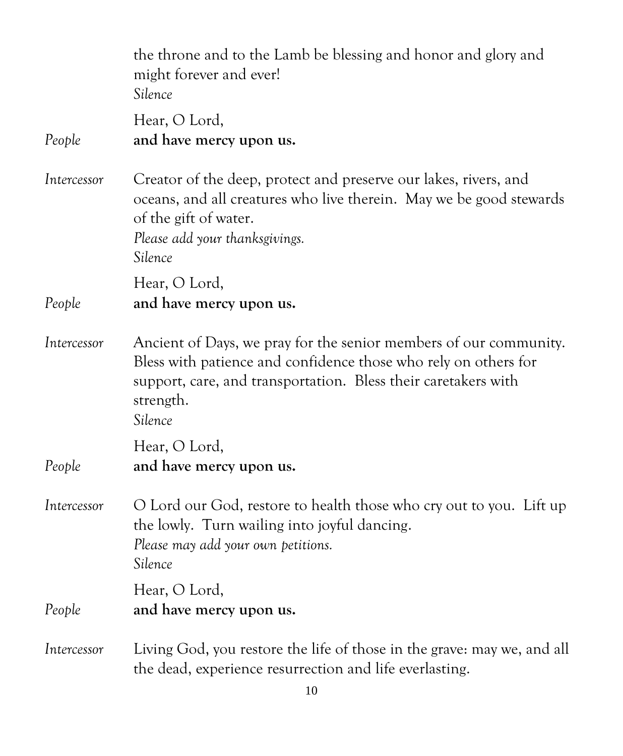the throne and to the Lamb be blessing and honor and glory and might forever and ever!
*Silence*

Hear, O Lord,

*People* **and have mercy upon us.**

*Intercessor* Creator of the deep, protect and preserve our lakes, rivers, and oceans, and all creatures who live therein. May we be good stewards of the gift of water.
*Please add your thanksgivings.*
*Silence*

Hear, O Lord,

*People* **and have mercy upon us.**

*Intercessor* Ancient of Days, we pray for the senior members of our community. Bless with patience and confidence those who rely on others for support, care, and transportation. Bless their caretakers with strength.
*Silence*

Hear, O Lord,

*People* **and have mercy upon us.**

*Intercessor* O Lord our God, restore to health those who cry out to you. Lift up the lowly. Turn wailing into joyful dancing.
*Please may add your own petitions.*
*Silence*

Hear, O Lord,

*People* **and have mercy upon us.**

*Intercessor* Living God, you restore the life of those in the grave: may we, and all the dead, experience resurrection and life everlasting.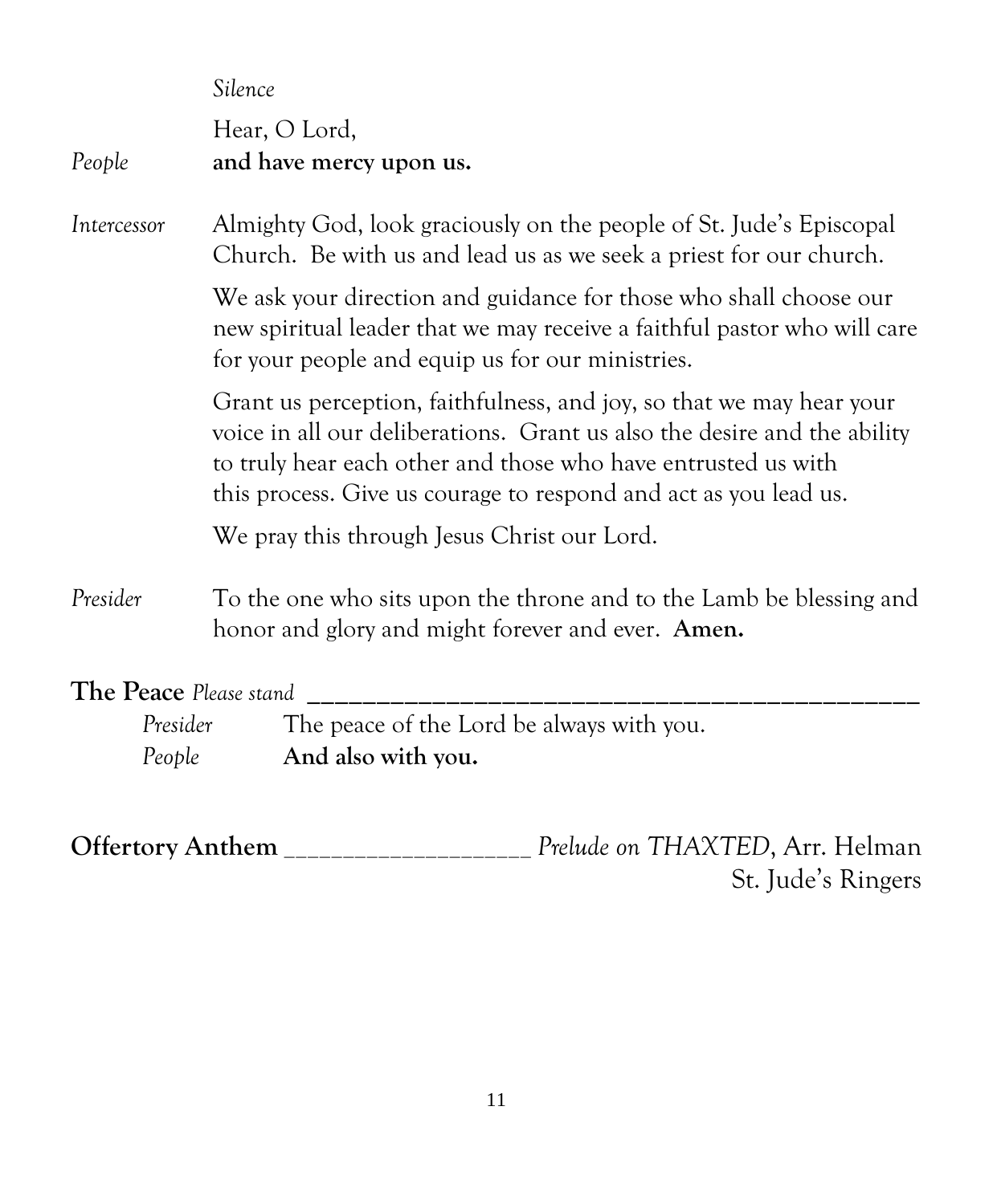*Silence*

Hear, O Lord,

*People* **and have mercy upon us.**

*Intercessor* Almighty God, look graciously on the people of St. Jude's Episcopal Church. Be with us and lead us as we seek a priest for our church.

We ask your direction and guidance for those who shall choose our new spiritual leader that we may receive a faithful pastor who will care for your people and equip us for our ministries.

Grant us perception, faithfulness, and joy, so that we may hear your voice in all our deliberations. Grant us also the desire and the ability to truly hear each other and those who have entrusted us with this process. Give us courage to respond and act as you lead us.

We pray this through Jesus Christ our Lord.

*Presider* To the one who sits upon the throne and to the Lamb be blessing and honor and glory and might forever and ever. **Amen.**

**The Peace** *Please stand*

*Presider* The peace of the Lord be always with you.

*People* **And also with you.**

**Offertory Anthem** *Prelude on THAXTED*, Arr. Helman
St. Jude's Ringers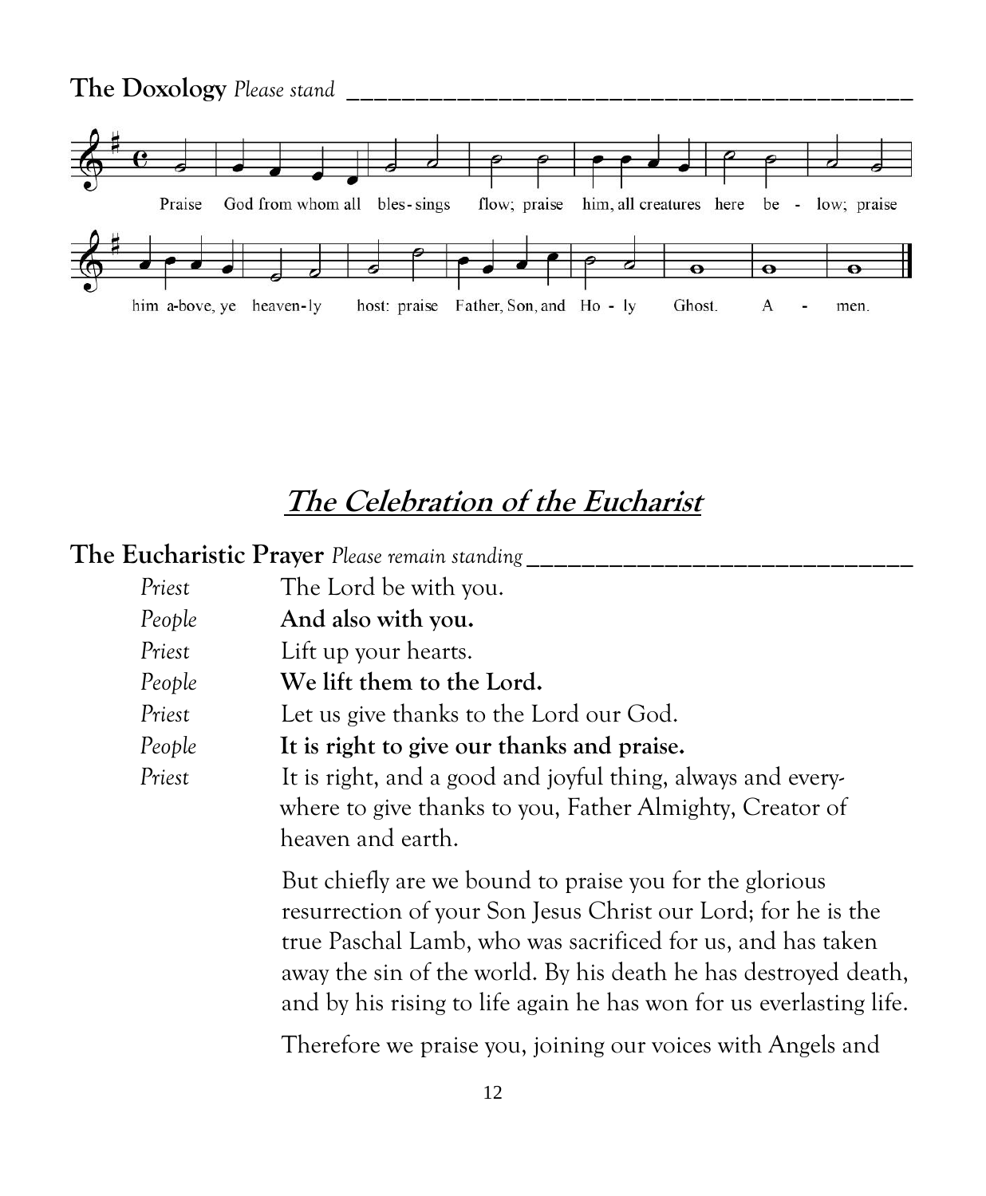**The Doxology** *Please stand*

Praise God from whom all bles-sings flow; praise him, all creatures here be - low; praise him a-bove, ye heaven-ly host: praise Father, Son, and Ho - ly Ghost. A - men.

## *The Celebration of the Eucharist*

**The Eucharistic Prayer** *Please remain standing*

*Priest* The Lord be with you.

*People* **And also with you.**

*Priest* Lift up your hearts.

*People* **We lift them to the Lord.**

*Priest* Let us give thanks to the Lord our God.

*People* **It is right to give our thanks and praise.**

*Priest* It is right, and a good and joyful thing, always and everywhere to give thanks to you, Father Almighty, Creator of heaven and earth.

But chiefly are we bound to praise you for the glorious resurrection of your Son Jesus Christ our Lord; for he is the true Paschal Lamb, who was sacrificed for us, and has taken away the sin of the world. By his death he has destroyed death, and by his rising to life again he has won for us everlasting life.

Therefore we praise you, joining our voices with Angels and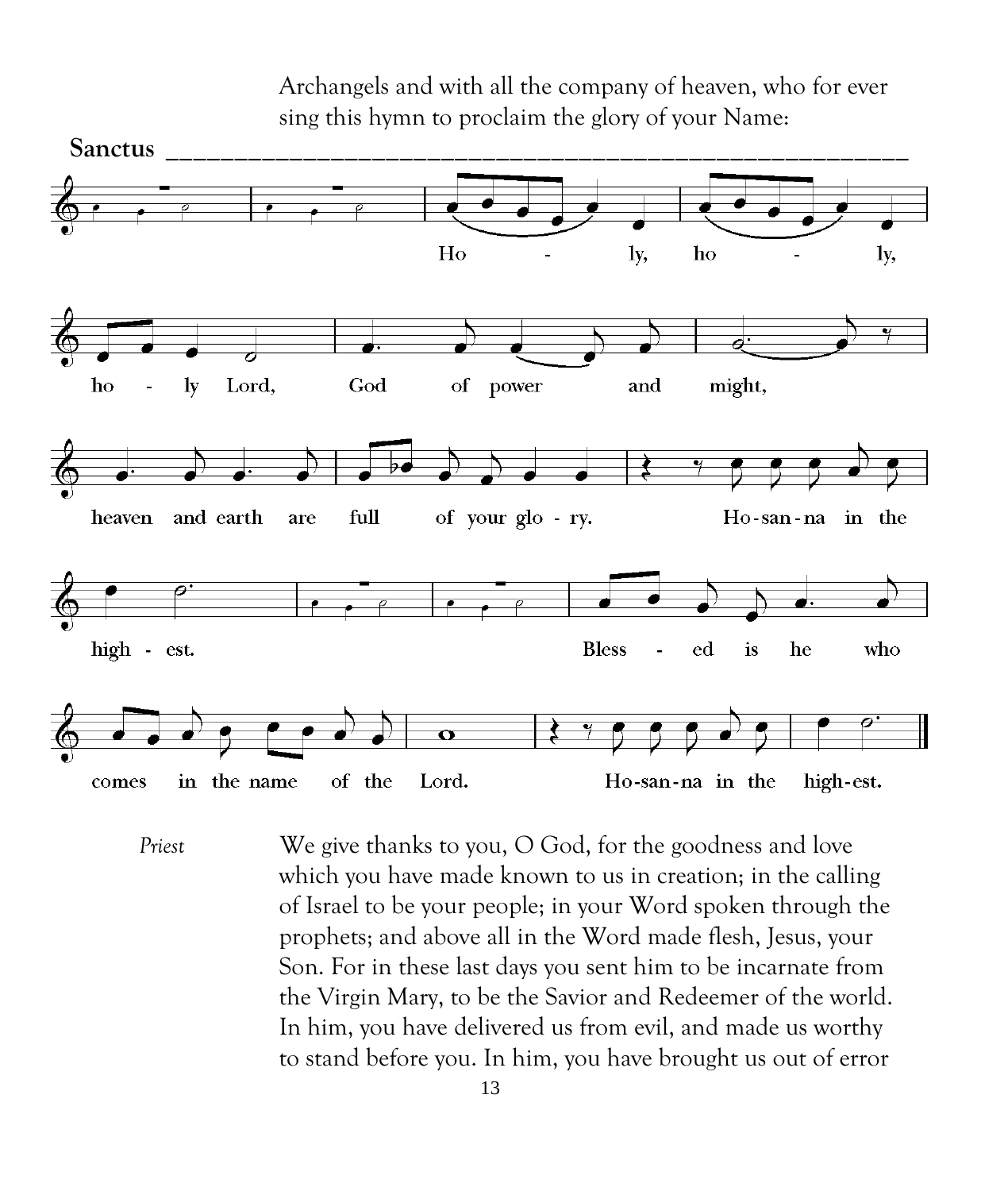Archangels and with all the company of heaven, who for ever sing this hymn to proclaim the glory of your Name:

**Sanctus** \_\_\_\_\_\_\_\_\_\_\_\_\_\_\_\_\_\_\_\_\_\_\_\_\_\_\_\_\_\_\_\_\_\_\_\_\_\_\_\_\_\_\_\_\_\_\_\_\_\_\_\_\_\_\_\_

Holy, holy, holy Lord, God of power and might, heaven and earth are full of your glory. Hosanna in the highest. Blessed is he who comes in the name of the Lord. Hosanna in the highest.

*Priest* We give thanks to you, O God, for the goodness and love which you have made known to us in creation; in the calling of Israel to be your people; in your Word spoken through the prophets; and above all in the Word made flesh, Jesus, your Son. For in these last days you sent him to be incarnate from the Virgin Mary, to be the Savior and Redeemer of the world. In him, you have delivered us from evil, and made us worthy to stand before you. In him, you have brought us out of error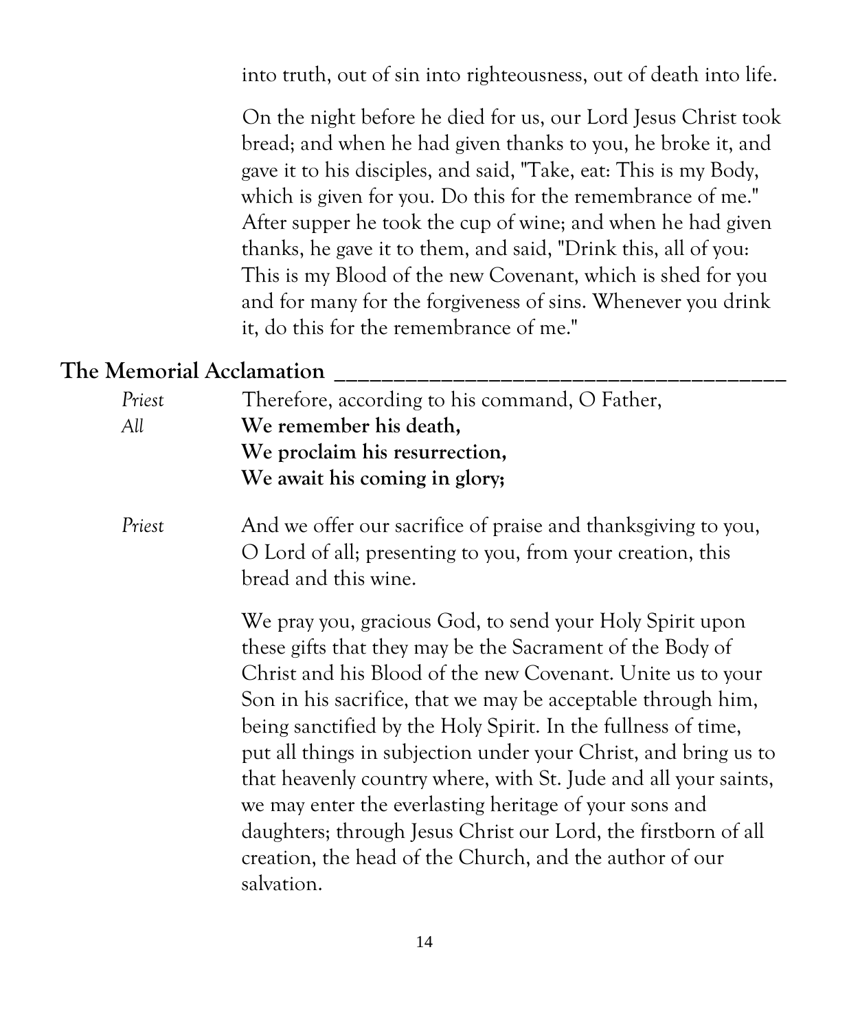into truth, out of sin into righteousness, out of death into life.

On the night before he died for us, our Lord Jesus Christ took bread; and when he had given thanks to you, he broke it, and gave it to his disciples, and said, "Take, eat: This is my Body, which is given for you. Do this for the remembrance of me." After supper he took the cup of wine; and when he had given thanks, he gave it to them, and said, "Drink this, all of you: This is my Blood of the new Covenant, which is shed for you and for many for the forgiveness of sins. Whenever you drink it, do this for the remembrance of me."

## The Memorial Acclamation

*Priest* Therefore, according to his command, O Father,

*All* **We remember his death,**
**We proclaim his resurrection,**
**We await his coming in glory;**

*Priest* And we offer our sacrifice of praise and thanksgiving to you, O Lord of all; presenting to you, from your creation, this bread and this wine.

We pray you, gracious God, to send your Holy Spirit upon these gifts that they may be the Sacrament of the Body of Christ and his Blood of the new Covenant. Unite us to your Son in his sacrifice, that we may be acceptable through him, being sanctified by the Holy Spirit. In the fullness of time, put all things in subjection under your Christ, and bring us to that heavenly country where, with St. Jude and all your saints, we may enter the everlasting heritage of your sons and daughters; through Jesus Christ our Lord, the firstborn of all creation, the head of the Church, and the author of our salvation.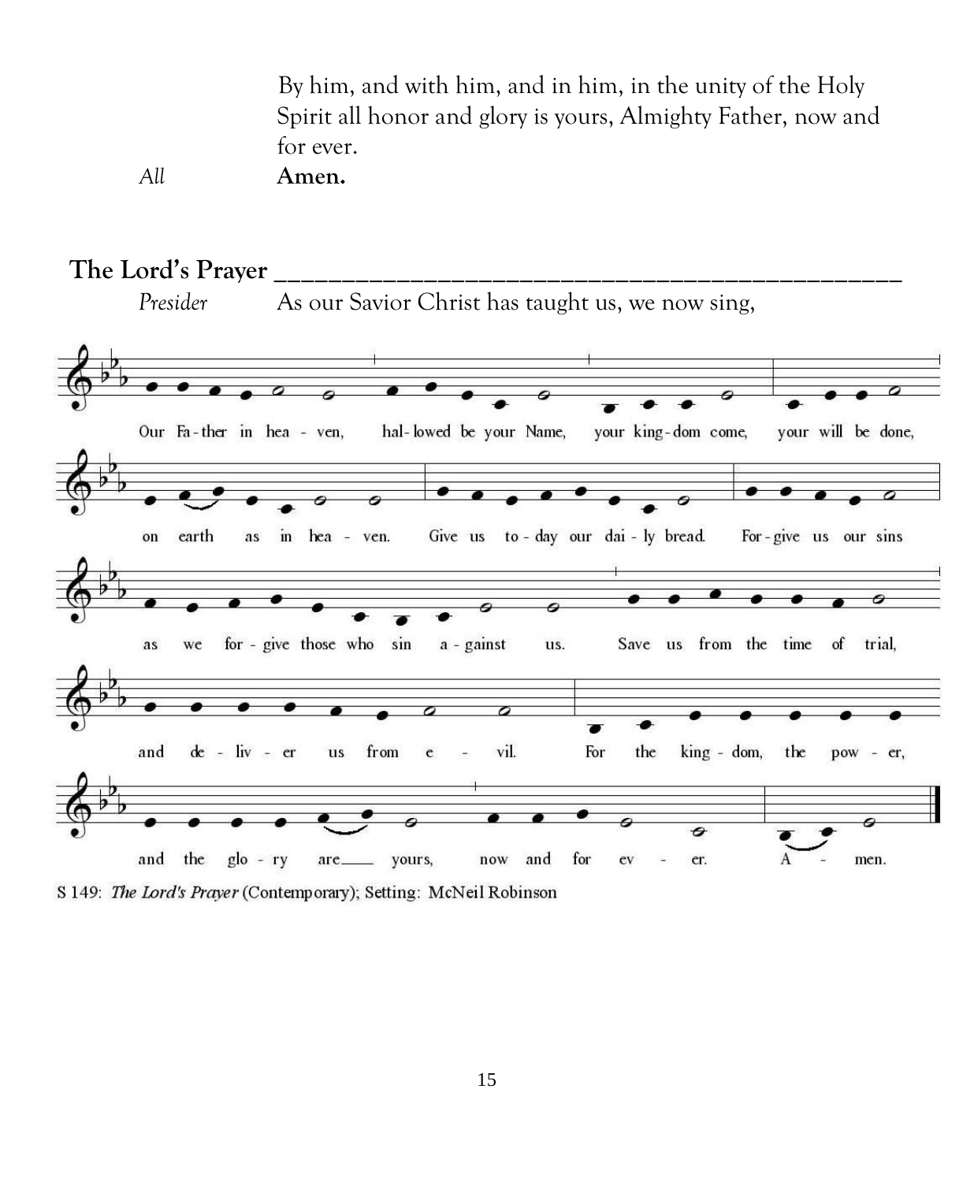By him, and with him, and in him, in the unity of the Holy Spirit all honor and glory is yours, Almighty Father, now and for ever.

*All* **Amen.**

## The Lord's Prayer

*Presider* As our Savior Christ has taught us, we now sing,

Our Father in heaven, hallowed be your Name, your kingdom come, your will be done, on earth as in heaven. Give us today our daily bread. Forgive us our sins as we forgive those who sin against us. Save us from the time of trial, and deliver us from evil. For the kingdom, the power, and the glory are yours, now and for ever. Amen.

S 149: *The Lord's Prayer* (Contemporary); Setting: McNeil Robinson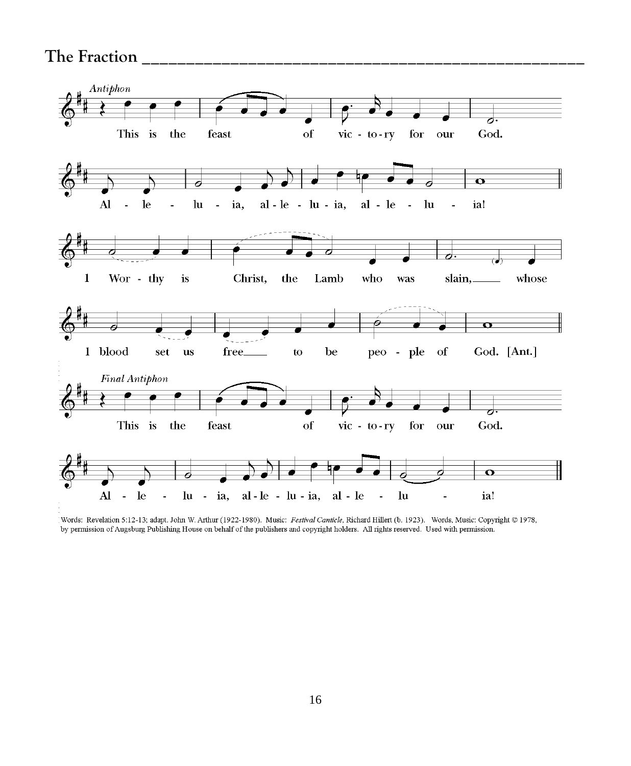## The Fraction

*Antiphon*

This is the feast of victory for our God.
Alleluia, alleluia, alleluia!

1 Worthy is Christ, the Lamb who was slain, whose
blood set us free to be people of God. [Ant.]

*Final Antiphon*

This is the feast of victory for our God.
Alleluia, alleluia, alleluia!

Words: Revelation 5:12-13; adapt. John W. Arthur (1922-1980). Music: *Festival Canticle*, Richard Hillert (b. 1923). Words, Music: Copyright © 1978, by permission of Augsburg Publishing House on behalf of the publishers and copyright holders. All rights reserved. Used with permission.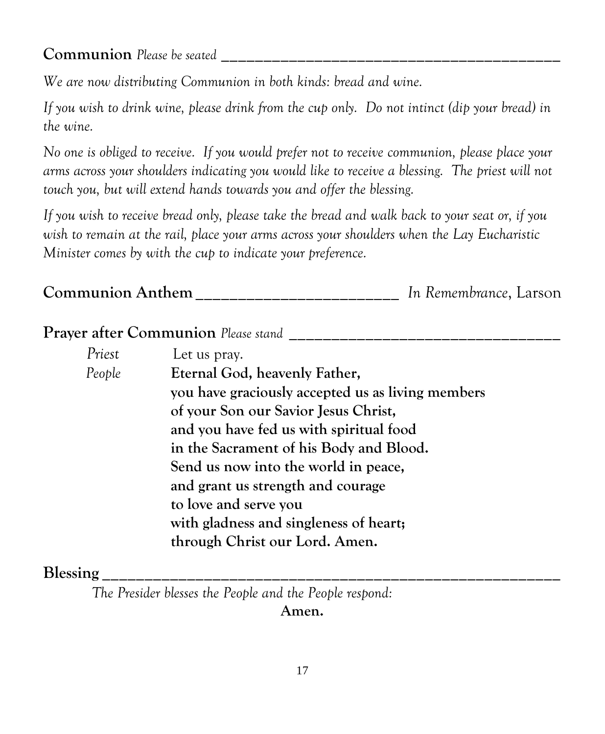**Communion** *Please be seated*

*We are now distributing Communion in both kinds: bread and wine.*

*If you wish to drink wine, please drink from the cup only. Do not intinct (dip your bread) in the wine.*

*No one is obliged to receive. If you would prefer not to receive communion, please place your arms across your shoulders indicating you would like to receive a blessing. The priest will not touch you, but will extend hands towards you and offer the blessing.*

*If you wish to receive bread only, please take the bread and walk back to your seat or, if you wish to remain at the rail, place your arms across your shoulders when the Lay Eucharistic Minister comes by with the cup to indicate your preference.*

**Communion Anthem** *In Remembrance*, Larson

**Prayer after Communion** *Please stand*

*Priest* Let us pray.

*People* **Eternal God, heavenly Father,**
**you have graciously accepted us as living members**
**of your Son our Savior Jesus Christ,**
**and you have fed us with spiritual food**
**in the Sacrament of his Body and Blood.**
**Send us now into the world in peace,**
**and grant us strength and courage**
**to love and serve you**
**with gladness and singleness of heart;**
**through Christ our Lord. Amen.**

**Blessing**

*The Presider blesses the People and the People respond:*

**Amen.**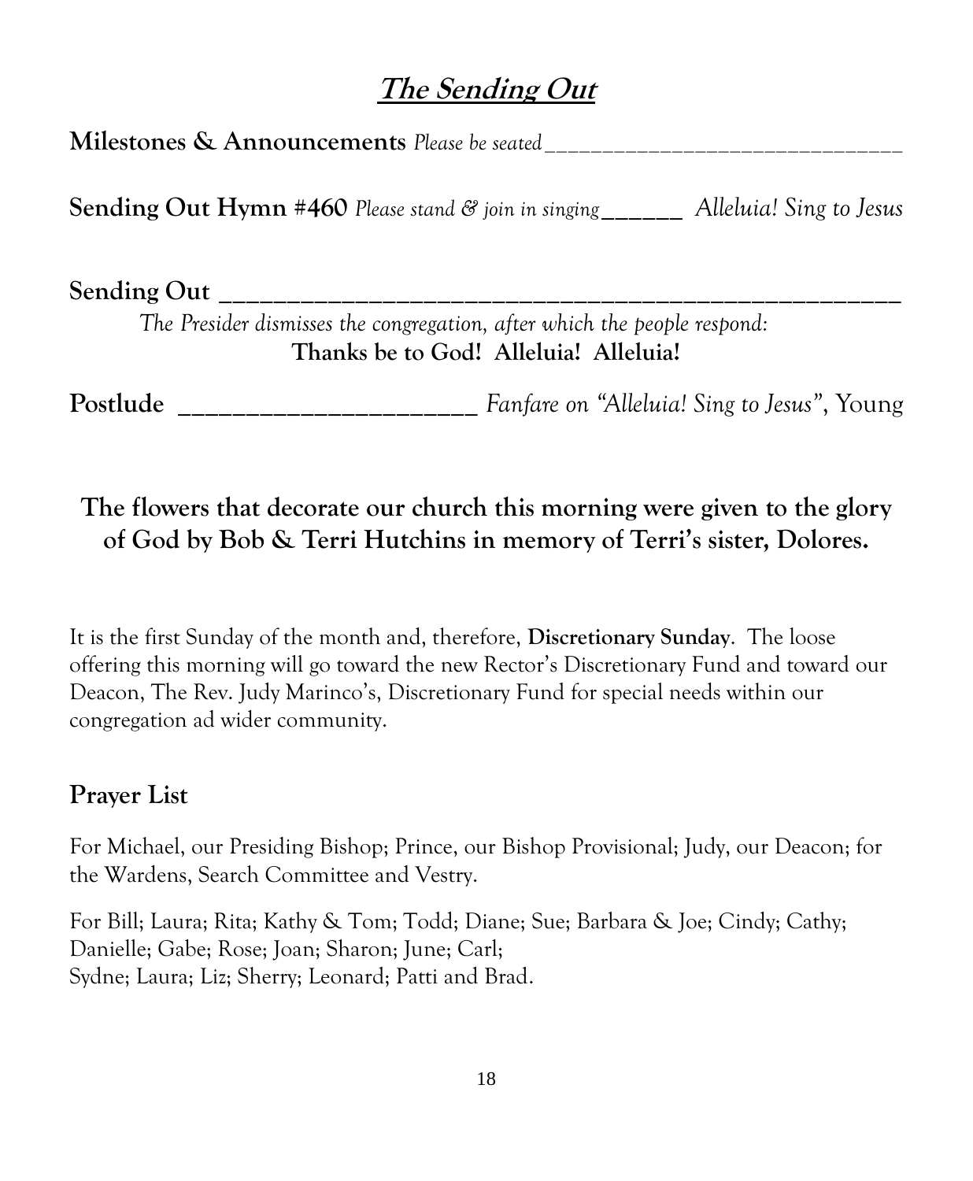# ***The Sending Out***

**Milestones & Announcements** *Please be seated*_______________________________

**Sending Out Hymn #460** *Please stand & join in singing*______ *Alleluia! Sing to Jesus*

**Sending Out** ____________________________________________________

*The Presider dismisses the congregation, after which the people respond:*

**Thanks be to God! Alleluia! Alleluia!**

**Postlude** ______________________ *Fanfare on "Alleluia! Sing to Jesus"*, Young

**The flowers that decorate our church this morning were given to the glory of God by Bob & Terri Hutchins in memory of Terri's sister, Dolores.**

It is the first Sunday of the month and, therefore, **Discretionary Sunday**. The loose offering this morning will go toward the new Rector's Discretionary Fund and toward our Deacon, The Rev. Judy Marinco's, Discretionary Fund for special needs within our congregation ad wider community.

## Prayer List

For Michael, our Presiding Bishop; Prince, our Bishop Provisional; Judy, our Deacon; for the Wardens, Search Committee and Vestry.

For Bill; Laura; Rita; Kathy & Tom; Todd; Diane; Sue; Barbara & Joe; Cindy; Cathy; Danielle; Gabe; Rose; Joan; Sharon; June; Carl;
Sydne; Laura; Liz; Sherry; Leonard; Patti and Brad.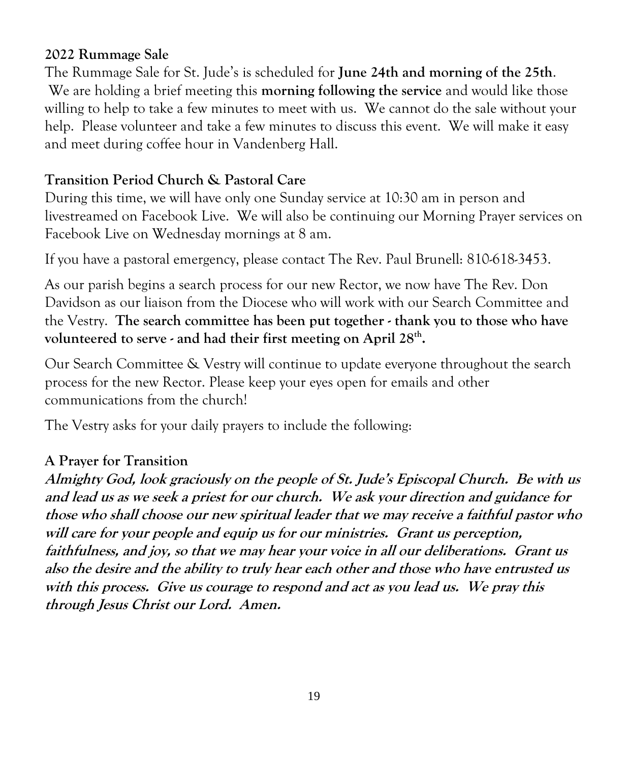### 2022 Rummage Sale

The Rummage Sale for St. Jude's is scheduled for **June 24th and morning of the 25th**. We are holding a brief meeting this **morning following the service** and would like those willing to help to take a few minutes to meet with us. We cannot do the sale without your help. Please volunteer and take a few minutes to discuss this event. We will make it easy and meet during coffee hour in Vandenberg Hall.

### Transition Period Church & Pastoral Care

During this time, we will have only one Sunday service at 10:30 am in person and livestreamed on Facebook Live. We will also be continuing our Morning Prayer services on Facebook Live on Wednesday mornings at 8 am.

If you have a pastoral emergency, please contact The Rev. Paul Brunell: 810-618-3453.

As our parish begins a search process for our new Rector, we now have The Rev. Don Davidson as our liaison from the Diocese who will work with our Search Committee and the Vestry. **The search committee has been put together - thank you to those who have volunteered to serve - and had their first meeting on April 28th.**

Our Search Committee & Vestry will continue to update everyone throughout the search process for the new Rector. Please keep your eyes open for emails and other communications from the church!

The Vestry asks for your daily prayers to include the following:

### A Prayer for Transition

***Almighty God, look graciously on the people of St. Jude's Episcopal Church. Be with us and lead us as we seek a priest for our church. We ask your direction and guidance for those who shall choose our new spiritual leader that we may receive a faithful pastor who will care for your people and equip us for our ministries. Grant us perception, faithfulness, and joy, so that we may hear your voice in all our deliberations. Grant us also the desire and the ability to truly hear each other and those who have entrusted us with this process. Give us courage to respond and act as you lead us. We pray this through Jesus Christ our Lord. Amen.***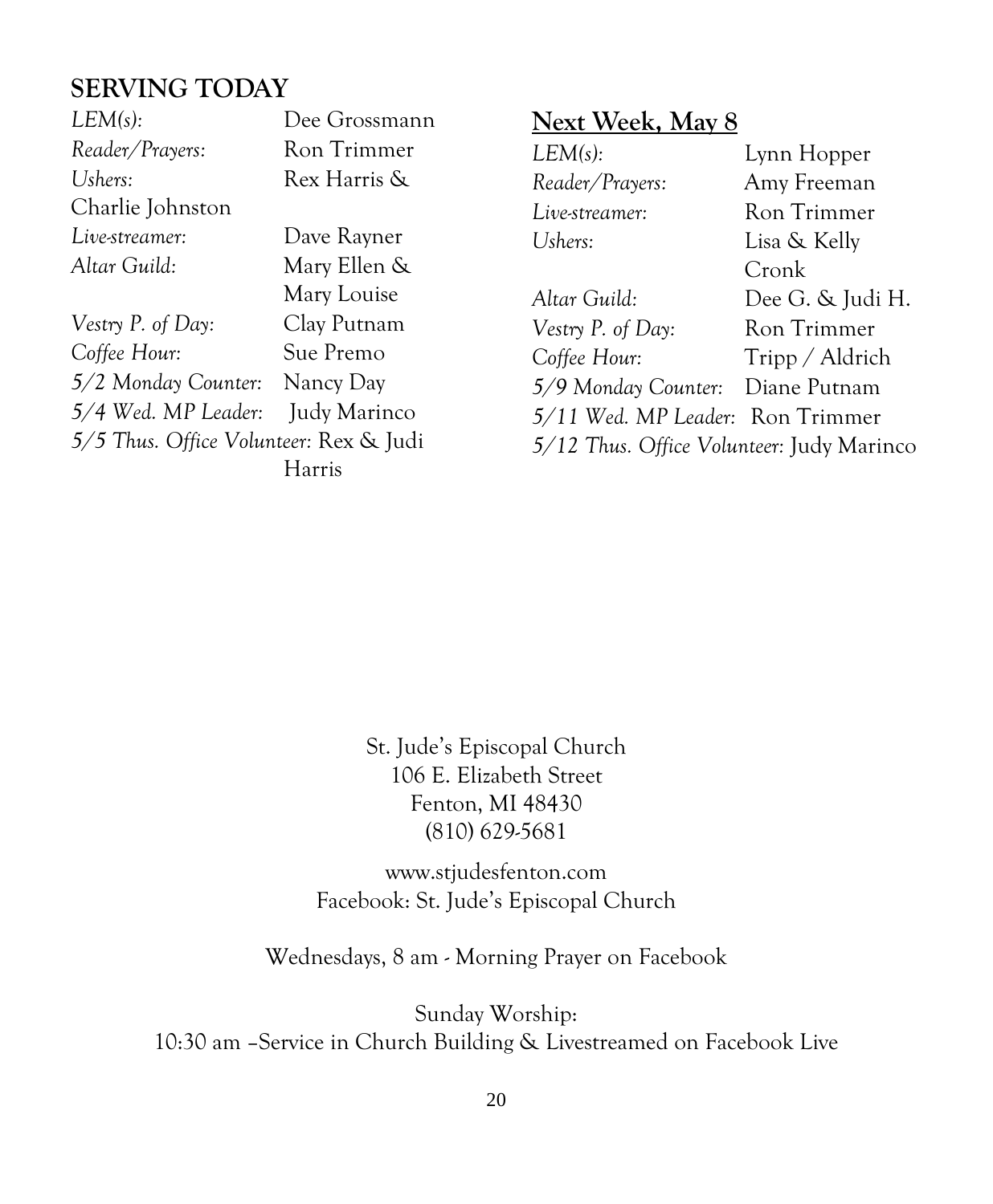## SERVING TODAY

*LEM(s):* Dee Grossmann
*Reader/Prayers:* Ron Trimmer
*Ushers:* Rex Harris & Charlie Johnston
*Live-streamer:* Dave Rayner
*Altar Guild:* Mary Ellen & Mary Louise
*Vestry P. of Day:* Clay Putnam
*Coffee Hour:* Sue Premo
*5/2 Monday Counter:* Nancy Day
*5/4 Wed. MP Leader:* Judy Marinco
*5/5 Thus. Office Volunteer:* Rex & Judi Harris

## Next Week, May 8

*LEM(s):* Lynn Hopper
*Reader/Prayers:* Amy Freeman
*Live-streamer:* Ron Trimmer
*Ushers:* Lisa & Kelly Cronk
*Altar Guild:* Dee G. & Judi H.
*Vestry P. of Day:* Ron Trimmer
*Coffee Hour:* Tripp / Aldrich
*5/9 Monday Counter:* Diane Putnam
*5/11 Wed. MP Leader:* Ron Trimmer
*5/12 Thus. Office Volunteer:* Judy Marinco

St. Jude's Episcopal Church
106 E. Elizabeth Street
Fenton, MI 48430
(810) 629-5681

www.stjudesfenton.com
Facebook: St. Jude's Episcopal Church

Wednesdays, 8 am - Morning Prayer on Facebook

Sunday Worship:
10:30 am –Service in Church Building & Livestreamed on Facebook Live